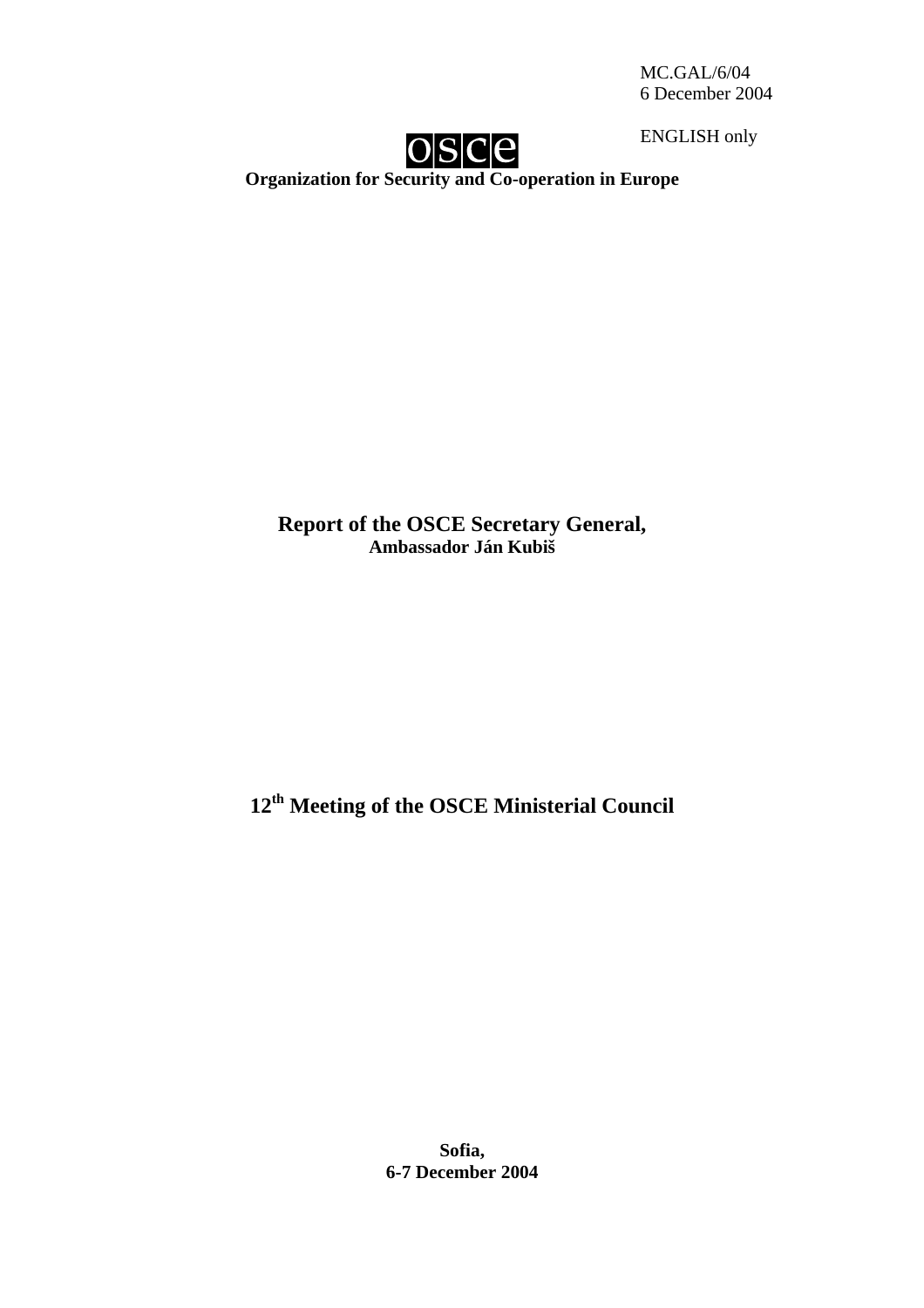MC.GAL/6/04
6 December 2004

ENGLISH only

**Organization for Security and Co-operation in Europe**

# Report of the OSCE Secretary General,
**Ambassador Ján Kubiš**

# 12th Meeting of the OSCE Ministerial Council

**Sofia,**
**6-7 December 2004**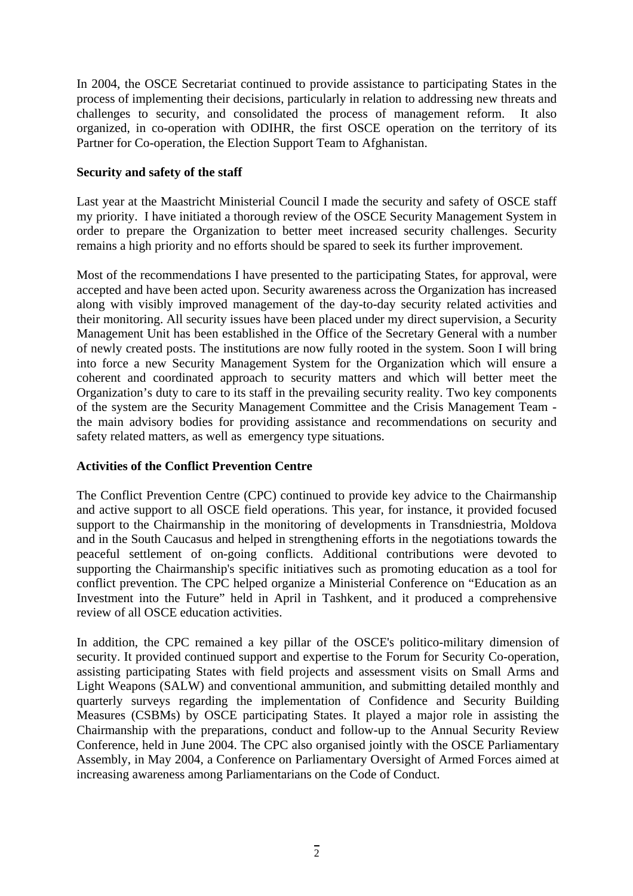In 2004, the OSCE Secretariat continued to provide assistance to participating States in the process of implementing their decisions, particularly in relation to addressing new threats and challenges to security, and consolidated the process of management reform. It also organized, in co-operation with ODIHR, the first OSCE operation on the territory of its Partner for Co-operation, the Election Support Team to Afghanistan.

**Security and safety of the staff**

Last year at the Maastricht Ministerial Council I made the security and safety of OSCE staff my priority. I have initiated a thorough review of the OSCE Security Management System in order to prepare the Organization to better meet increased security challenges. Security remains a high priority and no efforts should be spared to seek its further improvement.

Most of the recommendations I have presented to the participating States, for approval, were accepted and have been acted upon. Security awareness across the Organization has increased along with visibly improved management of the day-to-day security related activities and their monitoring. All security issues have been placed under my direct supervision, a Security Management Unit has been established in the Office of the Secretary General with a number of newly created posts. The institutions are now fully rooted in the system. Soon I will bring into force a new Security Management System for the Organization which will ensure a coherent and coordinated approach to security matters and which will better meet the Organization's duty to care to its staff in the prevailing security reality. Two key components of the system are the Security Management Committee and the Crisis Management Team - the main advisory bodies for providing assistance and recommendations on security and safety related matters, as well as emergency type situations.

**Activities of the Conflict Prevention Centre**

The Conflict Prevention Centre (CPC) continued to provide key advice to the Chairmanship and active support to all OSCE field operations. This year, for instance, it provided focused support to the Chairmanship in the monitoring of developments in Transdniestria, Moldova and in the South Caucasus and helped in strengthening efforts in the negotiations towards the peaceful settlement of on-going conflicts. Additional contributions were devoted to supporting the Chairmanship's specific initiatives such as promoting education as a tool for conflict prevention. The CPC helped organize a Ministerial Conference on "Education as an Investment into the Future" held in April in Tashkent, and it produced a comprehensive review of all OSCE education activities.

In addition, the CPC remained a key pillar of the OSCE's politico-military dimension of security. It provided continued support and expertise to the Forum for Security Co-operation, assisting participating States with field projects and assessment visits on Small Arms and Light Weapons (SALW) and conventional ammunition, and submitting detailed monthly and quarterly surveys regarding the implementation of Confidence and Security Building Measures (CSBMs) by OSCE participating States. It played a major role in assisting the Chairmanship with the preparations, conduct and follow-up to the Annual Security Review Conference, held in June 2004. The CPC also organised jointly with the OSCE Parliamentary Assembly, in May 2004, a Conference on Parliamentary Oversight of Armed Forces aimed at increasing awareness among Parliamentarians on the Code of Conduct.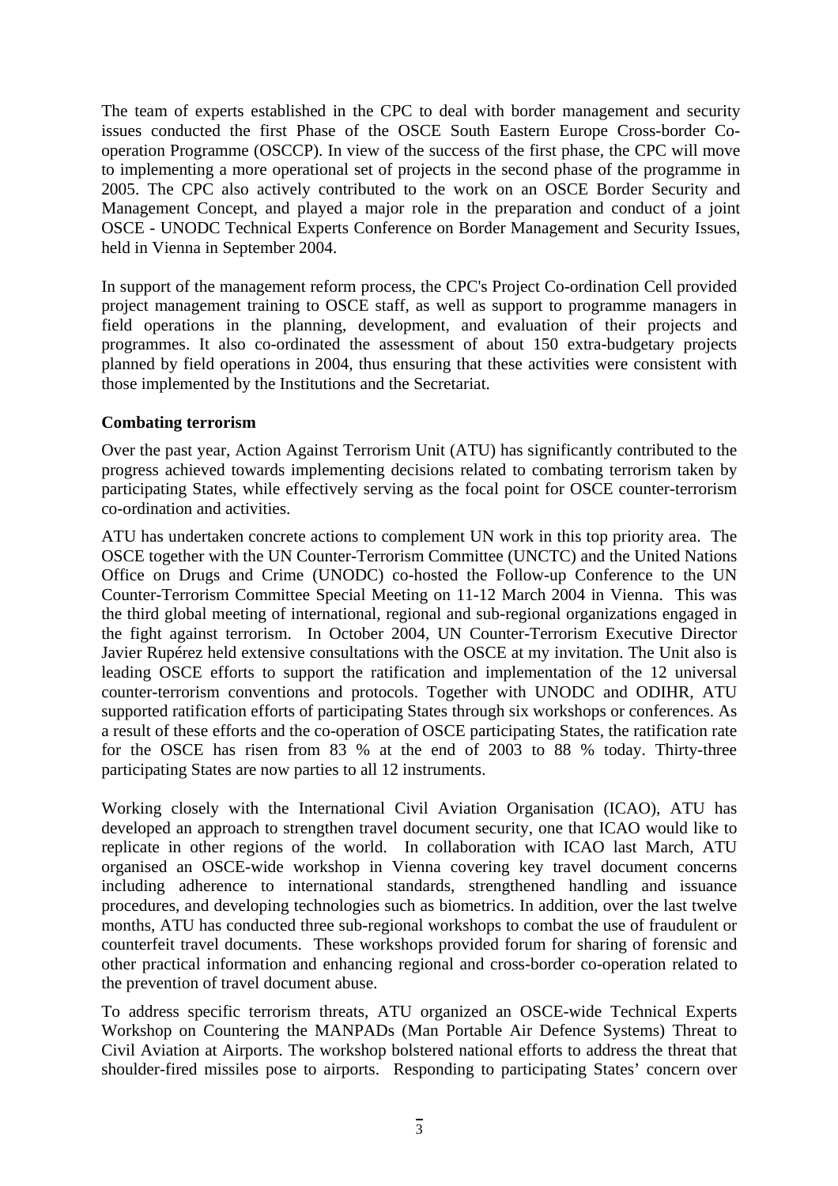The team of experts established in the CPC to deal with border management and security issues conducted the first Phase of the OSCE South Eastern Europe Cross-border Co-operation Programme (OSCCP). In view of the success of the first phase, the CPC will move to implementing a more operational set of projects in the second phase of the programme in 2005. The CPC also actively contributed to the work on an OSCE Border Security and Management Concept, and played a major role in the preparation and conduct of a joint OSCE - UNODC Technical Experts Conference on Border Management and Security Issues, held in Vienna in September 2004.

In support of the management reform process, the CPC's Project Co-ordination Cell provided project management training to OSCE staff, as well as support to programme managers in field operations in the planning, development, and evaluation of their projects and programmes. It also co-ordinated the assessment of about 150 extra-budgetary projects planned by field operations in 2004, thus ensuring that these activities were consistent with those implemented by the Institutions and the Secretariat.

**Combating terrorism**

Over the past year, Action Against Terrorism Unit (ATU) has significantly contributed to the progress achieved towards implementing decisions related to combating terrorism taken by participating States, while effectively serving as the focal point for OSCE counter-terrorism co-ordination and activities.

ATU has undertaken concrete actions to complement UN work in this top priority area. The OSCE together with the UN Counter-Terrorism Committee (UNCTC) and the United Nations Office on Drugs and Crime (UNODC) co-hosted the Follow-up Conference to the UN Counter-Terrorism Committee Special Meeting on 11-12 March 2004 in Vienna. This was the third global meeting of international, regional and sub-regional organizations engaged in the fight against terrorism. In October 2004, UN Counter-Terrorism Executive Director Javier Rupérez held extensive consultations with the OSCE at my invitation. The Unit also is leading OSCE efforts to support the ratification and implementation of the 12 universal counter-terrorism conventions and protocols. Together with UNODC and ODIHR, ATU supported ratification efforts of participating States through six workshops or conferences. As a result of these efforts and the co-operation of OSCE participating States, the ratification rate for the OSCE has risen from 83 % at the end of 2003 to 88 % today. Thirty-three participating States are now parties to all 12 instruments.

Working closely with the International Civil Aviation Organisation (ICAO), ATU has developed an approach to strengthen travel document security, one that ICAO would like to replicate in other regions of the world. In collaboration with ICAO last March, ATU organised an OSCE-wide workshop in Vienna covering key travel document concerns including adherence to international standards, strengthened handling and issuance procedures, and developing technologies such as biometrics. In addition, over the last twelve months, ATU has conducted three sub-regional workshops to combat the use of fraudulent or counterfeit travel documents. These workshops provided forum for sharing of forensic and other practical information and enhancing regional and cross-border co-operation related to the prevention of travel document abuse.

To address specific terrorism threats, ATU organized an OSCE-wide Technical Experts Workshop on Countering the MANPADs (Man Portable Air Defence Systems) Threat to Civil Aviation at Airports. The workshop bolstered national efforts to address the threat that shoulder-fired missiles pose to airports. Responding to participating States' concern over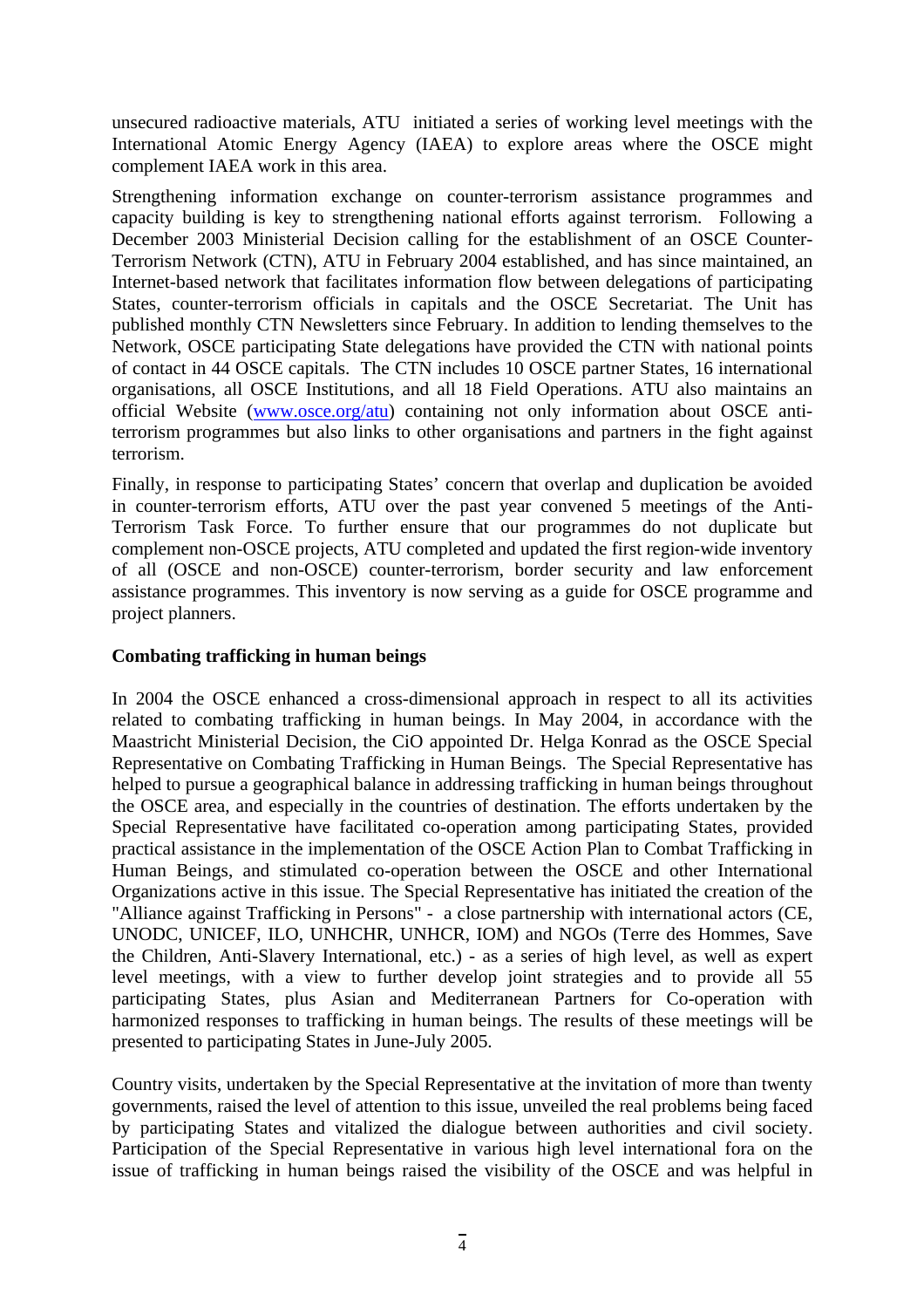unsecured radioactive materials, ATU initiated a series of working level meetings with the International Atomic Energy Agency (IAEA) to explore areas where the OSCE might complement IAEA work in this area.

Strengthening information exchange on counter-terrorism assistance programmes and capacity building is key to strengthening national efforts against terrorism. Following a December 2003 Ministerial Decision calling for the establishment of an OSCE Counter-Terrorism Network (CTN), ATU in February 2004 established, and has since maintained, an Internet-based network that facilitates information flow between delegations of participating States, counter-terrorism officials in capitals and the OSCE Secretariat. The Unit has published monthly CTN Newsletters since February. In addition to lending themselves to the Network, OSCE participating State delegations have provided the CTN with national points of contact in 44 OSCE capitals. The CTN includes 10 OSCE partner States, 16 international organisations, all OSCE Institutions, and all 18 Field Operations. ATU also maintains an official Website (www.osce.org/atu) containing not only information about OSCE anti-terrorism programmes but also links to other organisations and partners in the fight against terrorism.

Finally, in response to participating States' concern that overlap and duplication be avoided in counter-terrorism efforts, ATU over the past year convened 5 meetings of the Anti-Terrorism Task Force. To further ensure that our programmes do not duplicate but complement non-OSCE projects, ATU completed and updated the first region-wide inventory of all (OSCE and non-OSCE) counter-terrorism, border security and law enforcement assistance programmes. This inventory is now serving as a guide for OSCE programme and project planners.

**Combating trafficking in human beings**

In 2004 the OSCE enhanced a cross-dimensional approach in respect to all its activities related to combating trafficking in human beings. In May 2004, in accordance with the Maastricht Ministerial Decision, the CiO appointed Dr. Helga Konrad as the OSCE Special Representative on Combating Trafficking in Human Beings. The Special Representative has helped to pursue a geographical balance in addressing trafficking in human beings throughout the OSCE area, and especially in the countries of destination. The efforts undertaken by the Special Representative have facilitated co-operation among participating States, provided practical assistance in the implementation of the OSCE Action Plan to Combat Trafficking in Human Beings, and stimulated co-operation between the OSCE and other International Organizations active in this issue. The Special Representative has initiated the creation of the "Alliance against Trafficking in Persons" - a close partnership with international actors (CE, UNODC, UNICEF, ILO, UNHCHR, UNHCR, IOM) and NGOs (Terre des Hommes, Save the Children, Anti-Slavery International, etc.) - as a series of high level, as well as expert level meetings, with a view to further develop joint strategies and to provide all 55 participating States, plus Asian and Mediterranean Partners for Co-operation with harmonized responses to trafficking in human beings. The results of these meetings will be presented to participating States in June-July 2005.

Country visits, undertaken by the Special Representative at the invitation of more than twenty governments, raised the level of attention to this issue, unveiled the real problems being faced by participating States and vitalized the dialogue between authorities and civil society. Participation of the Special Representative in various high level international fora on the issue of trafficking in human beings raised the visibility of the OSCE and was helpful in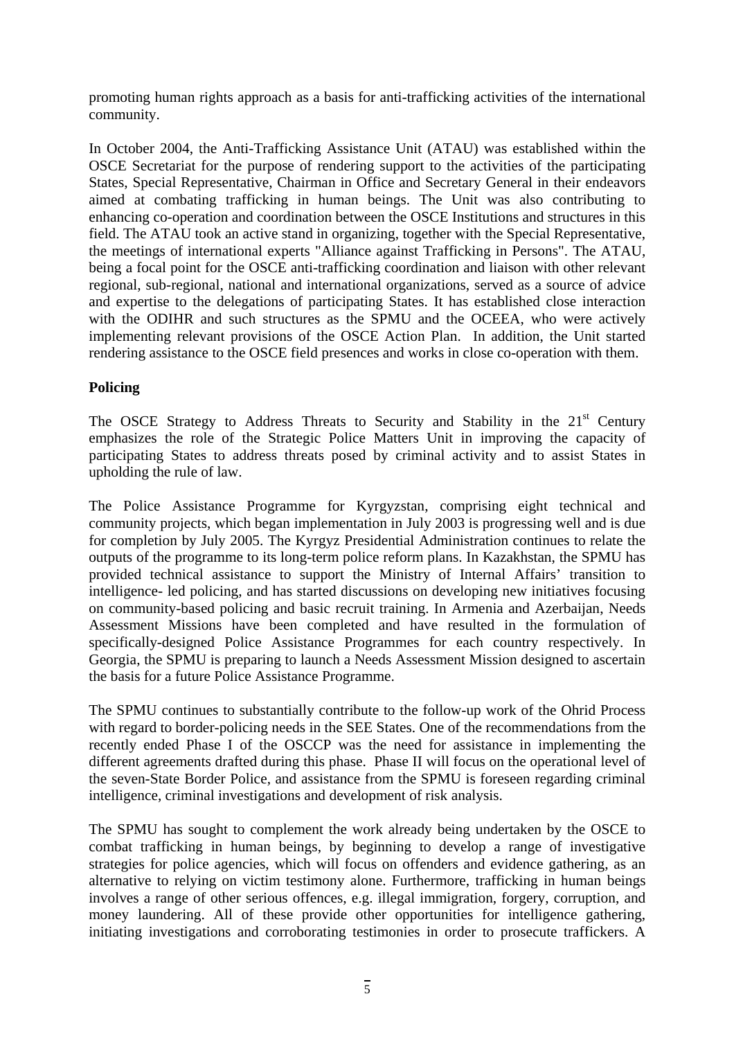promoting human rights approach as a basis for anti-trafficking activities of the international community.

In October 2004, the Anti-Trafficking Assistance Unit (ATAU) was established within the OSCE Secretariat for the purpose of rendering support to the activities of the participating States, Special Representative, Chairman in Office and Secretary General in their endeavors aimed at combating trafficking in human beings. The Unit was also contributing to enhancing co-operation and coordination between the OSCE Institutions and structures in this field. The ATAU took an active stand in organizing, together with the Special Representative, the meetings of international experts "Alliance against Trafficking in Persons". The ATAU, being a focal point for the OSCE anti-trafficking coordination and liaison with other relevant regional, sub-regional, national and international organizations, served as a source of advice and expertise to the delegations of participating States. It has established close interaction with the ODIHR and such structures as the SPMU and the OCEEA, who were actively implementing relevant provisions of the OSCE Action Plan. In addition, the Unit started rendering assistance to the OSCE field presences and works in close co-operation with them.

**Policing**

The OSCE Strategy to Address Threats to Security and Stability in the 21st Century emphasizes the role of the Strategic Police Matters Unit in improving the capacity of participating States to address threats posed by criminal activity and to assist States in upholding the rule of law.

The Police Assistance Programme for Kyrgyzstan, comprising eight technical and community projects, which began implementation in July 2003 is progressing well and is due for completion by July 2005. The Kyrgyz Presidential Administration continues to relate the outputs of the programme to its long-term police reform plans. In Kazakhstan, the SPMU has provided technical assistance to support the Ministry of Internal Affairs' transition to intelligence- led policing, and has started discussions on developing new initiatives focusing on community-based policing and basic recruit training. In Armenia and Azerbaijan, Needs Assessment Missions have been completed and have resulted in the formulation of specifically-designed Police Assistance Programmes for each country respectively. In Georgia, the SPMU is preparing to launch a Needs Assessment Mission designed to ascertain the basis for a future Police Assistance Programme.

The SPMU continues to substantially contribute to the follow-up work of the Ohrid Process with regard to border-policing needs in the SEE States. One of the recommendations from the recently ended Phase I of the OSCCP was the need for assistance in implementing the different agreements drafted during this phase. Phase II will focus on the operational level of the seven-State Border Police, and assistance from the SPMU is foreseen regarding criminal intelligence, criminal investigations and development of risk analysis.

The SPMU has sought to complement the work already being undertaken by the OSCE to combat trafficking in human beings, by beginning to develop a range of investigative strategies for police agencies, which will focus on offenders and evidence gathering, as an alternative to relying on victim testimony alone. Furthermore, trafficking in human beings involves a range of other serious offences, e.g. illegal immigration, forgery, corruption, and money laundering. All of these provide other opportunities for intelligence gathering, initiating investigations and corroborating testimonies in order to prosecute traffickers. A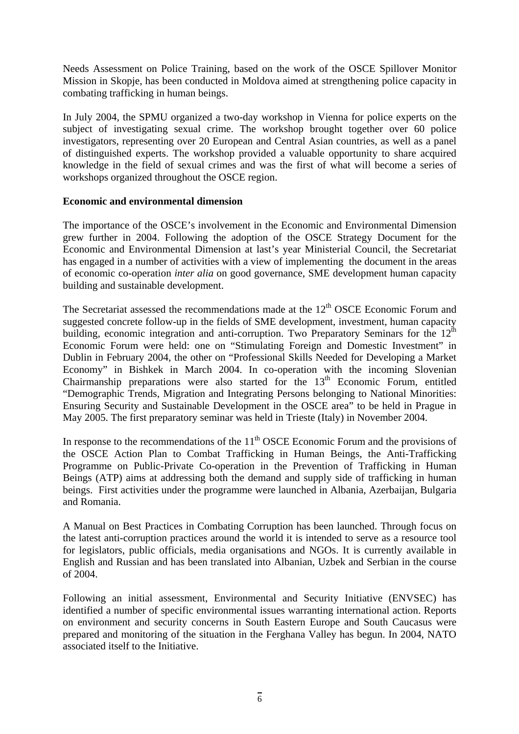Needs Assessment on Police Training, based on the work of the OSCE Spillover Monitor Mission in Skopje, has been conducted in Moldova aimed at strengthening police capacity in combating trafficking in human beings.

In July 2004, the SPMU organized a two-day workshop in Vienna for police experts on the subject of investigating sexual crime. The workshop brought together over 60 police investigators, representing over 20 European and Central Asian countries, as well as a panel of distinguished experts. The workshop provided a valuable opportunity to share acquired knowledge in the field of sexual crimes and was the first of what will become a series of workshops organized throughout the OSCE region.

**Economic and environmental dimension**

The importance of the OSCE's involvement in the Economic and Environmental Dimension grew further in 2004. Following the adoption of the OSCE Strategy Document for the Economic and Environmental Dimension at last's year Ministerial Council, the Secretariat has engaged in a number of activities with a view of implementing the document in the areas of economic co-operation *inter alia* on good governance, SME development human capacity building and sustainable development.

The Secretariat assessed the recommendations made at the 12th OSCE Economic Forum and suggested concrete follow-up in the fields of SME development, investment, human capacity building, economic integration and anti-corruption. Two Preparatory Seminars for the 12th Economic Forum were held: one on "Stimulating Foreign and Domestic Investment" in Dublin in February 2004, the other on "Professional Skills Needed for Developing a Market Economy" in Bishkek in March 2004. In co-operation with the incoming Slovenian Chairmanship preparations were also started for the 13th Economic Forum, entitled "Demographic Trends, Migration and Integrating Persons belonging to National Minorities: Ensuring Security and Sustainable Development in the OSCE area" to be held in Prague in May 2005. The first preparatory seminar was held in Trieste (Italy) in November 2004.

In response to the recommendations of the 11th OSCE Economic Forum and the provisions of the OSCE Action Plan to Combat Trafficking in Human Beings, the Anti-Trafficking Programme on Public-Private Co-operation in the Prevention of Trafficking in Human Beings (ATP) aims at addressing both the demand and supply side of trafficking in human beings. First activities under the programme were launched in Albania, Azerbaijan, Bulgaria and Romania.

A Manual on Best Practices in Combating Corruption has been launched. Through focus on the latest anti-corruption practices around the world it is intended to serve as a resource tool for legislators, public officials, media organisations and NGOs. It is currently available in English and Russian and has been translated into Albanian, Uzbek and Serbian in the course of 2004.

Following an initial assessment, Environmental and Security Initiative (ENVSEC) has identified a number of specific environmental issues warranting international action. Reports on environment and security concerns in South Eastern Europe and South Caucasus were prepared and monitoring of the situation in the Ferghana Valley has begun. In 2004, NATO associated itself to the Initiative.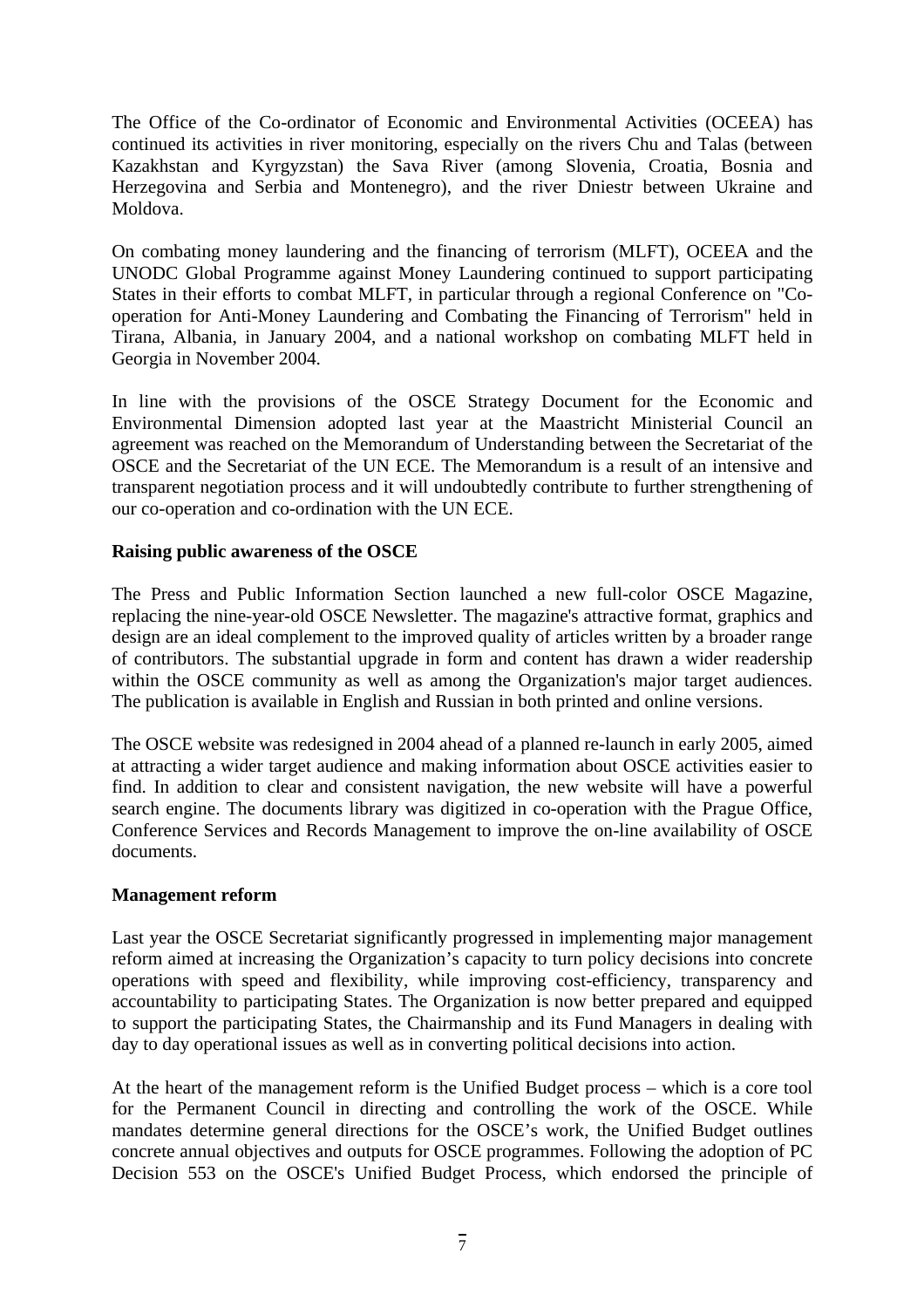The Office of the Co-ordinator of Economic and Environmental Activities (OCEEA) has continued its activities in river monitoring, especially on the rivers Chu and Talas (between Kazakhstan and Kyrgyzstan) the Sava River (among Slovenia, Croatia, Bosnia and Herzegovina and Serbia and Montenegro), and the river Dniestr between Ukraine and Moldova.

On combating money laundering and the financing of terrorism (MLFT), OCEEA and the UNODC Global Programme against Money Laundering continued to support participating States in their efforts to combat MLFT, in particular through a regional Conference on "Co-operation for Anti-Money Laundering and Combating the Financing of Terrorism" held in Tirana, Albania, in January 2004, and a national workshop on combating MLFT held in Georgia in November 2004.

In line with the provisions of the OSCE Strategy Document for the Economic and Environmental Dimension adopted last year at the Maastricht Ministerial Council an agreement was reached on the Memorandum of Understanding between the Secretariat of the OSCE and the Secretariat of the UN ECE. The Memorandum is a result of an intensive and transparent negotiation process and it will undoubtedly contribute to further strengthening of our co-operation and co-ordination with the UN ECE.

**Raising public awareness of the OSCE**

The Press and Public Information Section launched a new full-color OSCE Magazine, replacing the nine-year-old OSCE Newsletter. The magazine's attractive format, graphics and design are an ideal complement to the improved quality of articles written by a broader range of contributors. The substantial upgrade in form and content has drawn a wider readership within the OSCE community as well as among the Organization's major target audiences. The publication is available in English and Russian in both printed and online versions.

The OSCE website was redesigned in 2004 ahead of a planned re-launch in early 2005, aimed at attracting a wider target audience and making information about OSCE activities easier to find. In addition to clear and consistent navigation, the new website will have a powerful search engine. The documents library was digitized in co-operation with the Prague Office, Conference Services and Records Management to improve the on-line availability of OSCE documents.

**Management reform**

Last year the OSCE Secretariat significantly progressed in implementing major management reform aimed at increasing the Organization’s capacity to turn policy decisions into concrete operations with speed and flexibility, while improving cost-efficiency, transparency and accountability to participating States. The Organization is now better prepared and equipped to support the participating States, the Chairmanship and its Fund Managers in dealing with day to day operational issues as well as in converting political decisions into action.

At the heart of the management reform is the Unified Budget process – which is a core tool for the Permanent Council in directing and controlling the work of the OSCE. While mandates determine general directions for the OSCE’s work, the Unified Budget outlines concrete annual objectives and outputs for OSCE programmes. Following the adoption of PC Decision 553 on the OSCE's Unified Budget Process, which endorsed the principle of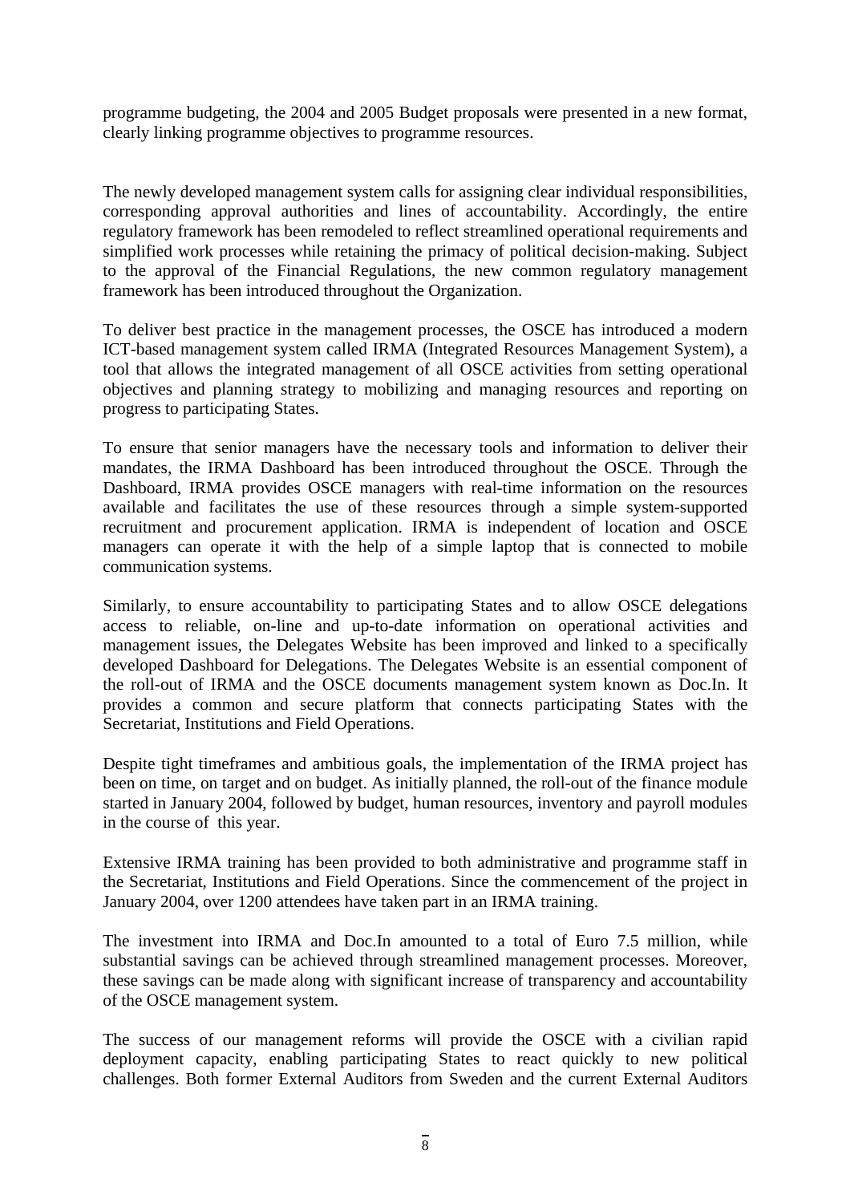programme budgeting, the 2004 and 2005 Budget proposals were presented in a new format, clearly linking programme objectives to programme resources.

The newly developed management system calls for assigning clear individual responsibilities, corresponding approval authorities and lines of accountability. Accordingly, the entire regulatory framework has been remodeled to reflect streamlined operational requirements and simplified work processes while retaining the primacy of political decision-making. Subject to the approval of the Financial Regulations, the new common regulatory management framework has been introduced throughout the Organization.

To deliver best practice in the management processes, the OSCE has introduced a modern ICT-based management system called IRMA (Integrated Resources Management System), a tool that allows the integrated management of all OSCE activities from setting operational objectives and planning strategy to mobilizing and managing resources and reporting on progress to participating States.

To ensure that senior managers have the necessary tools and information to deliver their mandates, the IRMA Dashboard has been introduced throughout the OSCE. Through the Dashboard, IRMA provides OSCE managers with real-time information on the resources available and facilitates the use of these resources through a simple system-supported recruitment and procurement application. IRMA is independent of location and OSCE managers can operate it with the help of a simple laptop that is connected to mobile communication systems.

Similarly, to ensure accountability to participating States and to allow OSCE delegations access to reliable, on-line and up-to-date information on operational activities and management issues, the Delegates Website has been improved and linked to a specifically developed Dashboard for Delegations. The Delegates Website is an essential component of the roll-out of IRMA and the OSCE documents management system known as Doc.In. It provides a common and secure platform that connects participating States with the Secretariat, Institutions and Field Operations.

Despite tight timeframes and ambitious goals, the implementation of the IRMA project has been on time, on target and on budget. As initially planned, the roll-out of the finance module started in January 2004, followed by budget, human resources, inventory and payroll modules in the course of this year.

Extensive IRMA training has been provided to both administrative and programme staff in the Secretariat, Institutions and Field Operations. Since the commencement of the project in January 2004, over 1200 attendees have taken part in an IRMA training.

The investment into IRMA and Doc.In amounted to a total of Euro 7.5 million, while substantial savings can be achieved through streamlined management processes. Moreover, these savings can be made along with significant increase of transparency and accountability of the OSCE management system.

The success of our management reforms will provide the OSCE with a civilian rapid deployment capacity, enabling participating States to react quickly to new political challenges. Both former External Auditors from Sweden and the current External Auditors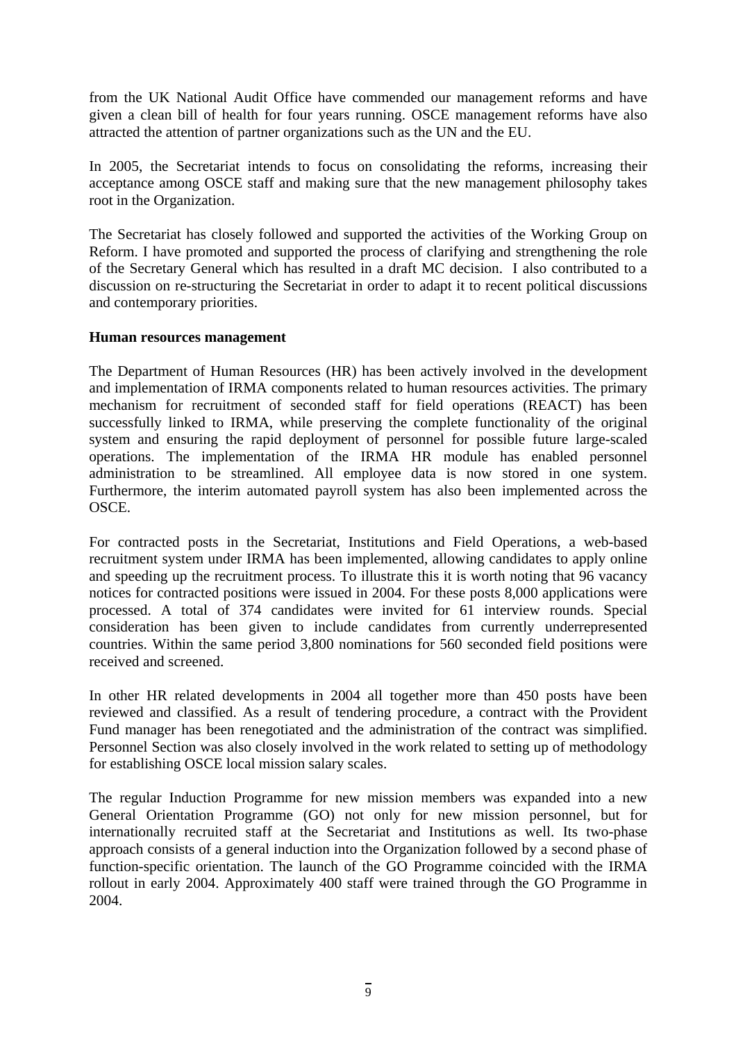from the UK National Audit Office have commended our management reforms and have given a clean bill of health for four years running. OSCE management reforms have also attracted the attention of partner organizations such as the UN and the EU.

In 2005, the Secretariat intends to focus on consolidating the reforms, increasing their acceptance among OSCE staff and making sure that the new management philosophy takes root in the Organization.

The Secretariat has closely followed and supported the activities of the Working Group on Reform. I have promoted and supported the process of clarifying and strengthening the role of the Secretary General which has resulted in a draft MC decision. I also contributed to a discussion on re-structuring the Secretariat in order to adapt it to recent political discussions and contemporary priorities.

**Human resources management**

The Department of Human Resources (HR) has been actively involved in the development and implementation of IRMA components related to human resources activities. The primary mechanism for recruitment of seconded staff for field operations (REACT) has been successfully linked to IRMA, while preserving the complete functionality of the original system and ensuring the rapid deployment of personnel for possible future large-scaled operations. The implementation of the IRMA HR module has enabled personnel administration to be streamlined. All employee data is now stored in one system. Furthermore, the interim automated payroll system has also been implemented across the OSCE.

For contracted posts in the Secretariat, Institutions and Field Operations, a web-based recruitment system under IRMA has been implemented, allowing candidates to apply online and speeding up the recruitment process. To illustrate this it is worth noting that 96 vacancy notices for contracted positions were issued in 2004. For these posts 8,000 applications were processed. A total of 374 candidates were invited for 61 interview rounds. Special consideration has been given to include candidates from currently underrepresented countries. Within the same period 3,800 nominations for 560 seconded field positions were received and screened.

In other HR related developments in 2004 all together more than 450 posts have been reviewed and classified. As a result of tendering procedure, a contract with the Provident Fund manager has been renegotiated and the administration of the contract was simplified. Personnel Section was also closely involved in the work related to setting up of methodology for establishing OSCE local mission salary scales.

The regular Induction Programme for new mission members was expanded into a new General Orientation Programme (GO) not only for new mission personnel, but for internationally recruited staff at the Secretariat and Institutions as well. Its two-phase approach consists of a general induction into the Organization followed by a second phase of function-specific orientation. The launch of the GO Programme coincided with the IRMA rollout in early 2004. Approximately 400 staff were trained through the GO Programme in 2004.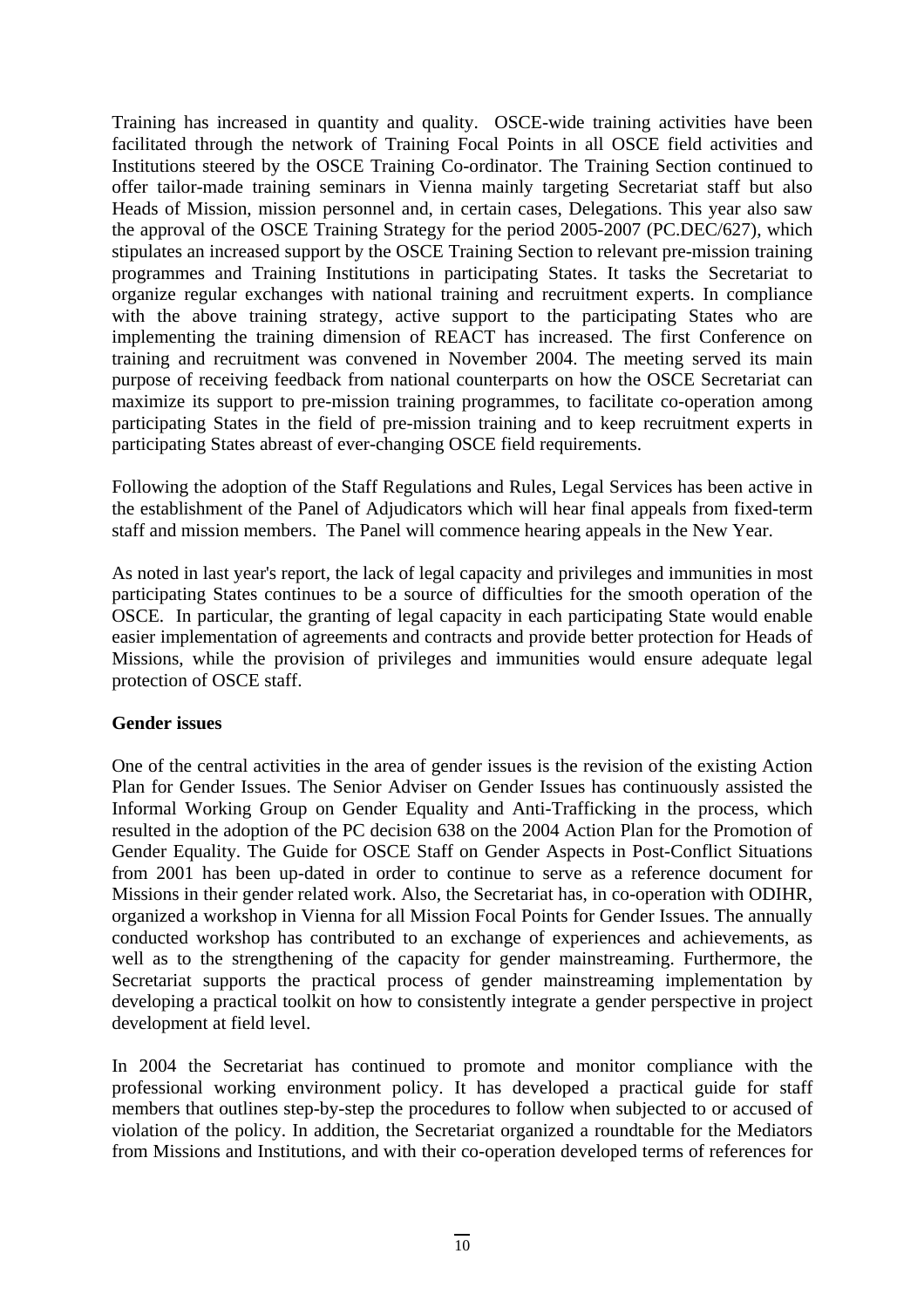Training has increased in quantity and quality. OSCE-wide training activities have been facilitated through the network of Training Focal Points in all OSCE field activities and Institutions steered by the OSCE Training Co-ordinator. The Training Section continued to offer tailor-made training seminars in Vienna mainly targeting Secretariat staff but also Heads of Mission, mission personnel and, in certain cases, Delegations. This year also saw the approval of the OSCE Training Strategy for the period 2005-2007 (PC.DEC/627), which stipulates an increased support by the OSCE Training Section to relevant pre-mission training programmes and Training Institutions in participating States. It tasks the Secretariat to organize regular exchanges with national training and recruitment experts. In compliance with the above training strategy, active support to the participating States who are implementing the training dimension of REACT has increased. The first Conference on training and recruitment was convened in November 2004. The meeting served its main purpose of receiving feedback from national counterparts on how the OSCE Secretariat can maximize its support to pre-mission training programmes, to facilitate co-operation among participating States in the field of pre-mission training and to keep recruitment experts in participating States abreast of ever-changing OSCE field requirements.

Following the adoption of the Staff Regulations and Rules, Legal Services has been active in the establishment of the Panel of Adjudicators which will hear final appeals from fixed-term staff and mission members. The Panel will commence hearing appeals in the New Year.

As noted in last year's report, the lack of legal capacity and privileges and immunities in most participating States continues to be a source of difficulties for the smooth operation of the OSCE. In particular, the granting of legal capacity in each participating State would enable easier implementation of agreements and contracts and provide better protection for Heads of Missions, while the provision of privileges and immunities would ensure adequate legal protection of OSCE staff.

**Gender issues**

One of the central activities in the area of gender issues is the revision of the existing Action Plan for Gender Issues. The Senior Adviser on Gender Issues has continuously assisted the Informal Working Group on Gender Equality and Anti-Trafficking in the process, which resulted in the adoption of the PC decision 638 on the 2004 Action Plan for the Promotion of Gender Equality. The Guide for OSCE Staff on Gender Aspects in Post-Conflict Situations from 2001 has been up-dated in order to continue to serve as a reference document for Missions in their gender related work. Also, the Secretariat has, in co-operation with ODIHR, organized a workshop in Vienna for all Mission Focal Points for Gender Issues. The annually conducted workshop has contributed to an exchange of experiences and achievements, as well as to the strengthening of the capacity for gender mainstreaming. Furthermore, the Secretariat supports the practical process of gender mainstreaming implementation by developing a practical toolkit on how to consistently integrate a gender perspective in project development at field level.

In 2004 the Secretariat has continued to promote and monitor compliance with the professional working environment policy. It has developed a practical guide for staff members that outlines step-by-step the procedures to follow when subjected to or accused of violation of the policy. In addition, the Secretariat organized a roundtable for the Mediators from Missions and Institutions, and with their co-operation developed terms of references for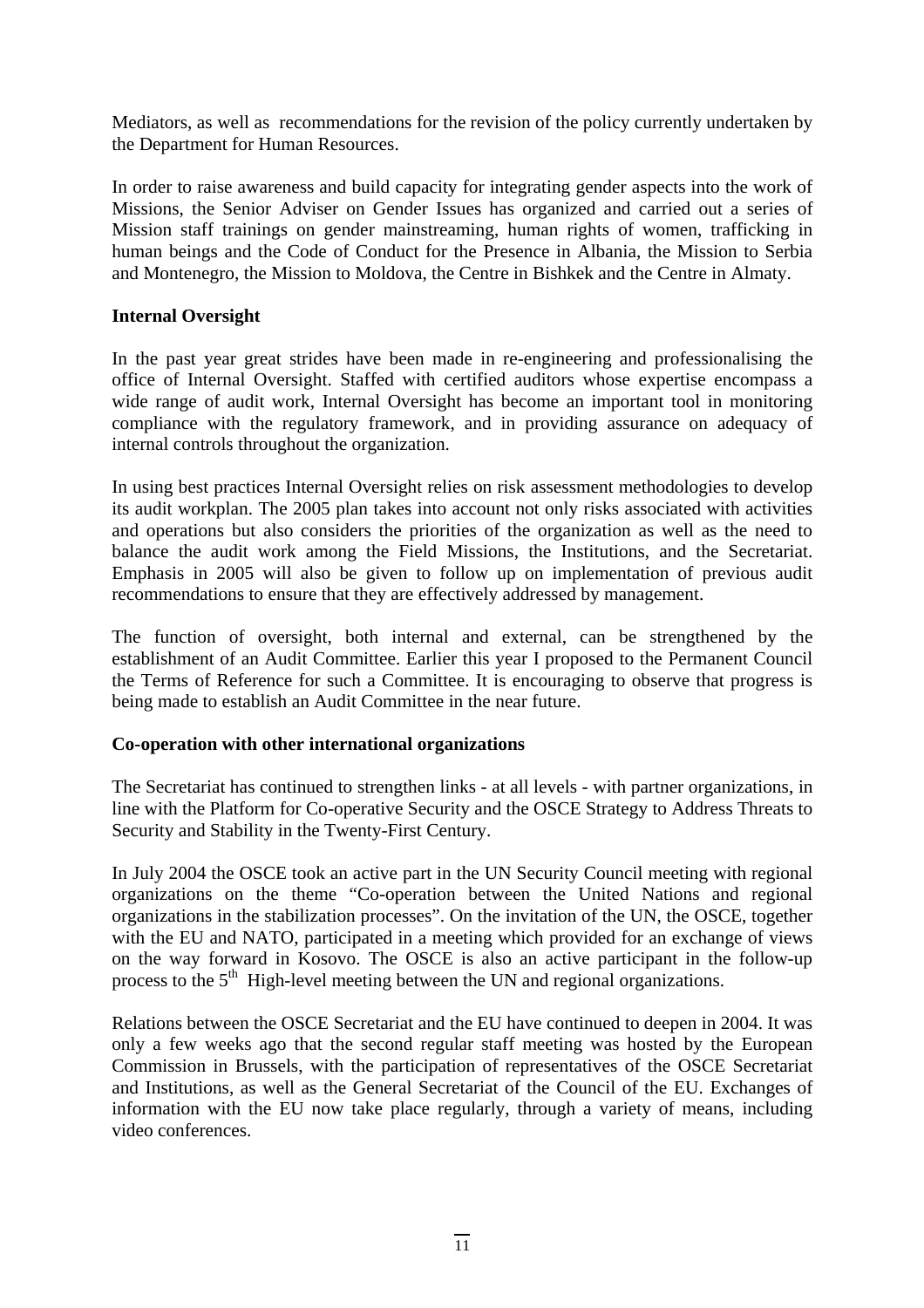Mediators, as well as recommendations for the revision of the policy currently undertaken by the Department for Human Resources.

In order to raise awareness and build capacity for integrating gender aspects into the work of Missions, the Senior Adviser on Gender Issues has organized and carried out a series of Mission staff trainings on gender mainstreaming, human rights of women, trafficking in human beings and the Code of Conduct for the Presence in Albania, the Mission to Serbia and Montenegro, the Mission to Moldova, the Centre in Bishkek and the Centre in Almaty.

**Internal Oversight**

In the past year great strides have been made in re-engineering and professionalising the office of Internal Oversight. Staffed with certified auditors whose expertise encompass a wide range of audit work, Internal Oversight has become an important tool in monitoring compliance with the regulatory framework, and in providing assurance on adequacy of internal controls throughout the organization.

In using best practices Internal Oversight relies on risk assessment methodologies to develop its audit workplan. The 2005 plan takes into account not only risks associated with activities and operations but also considers the priorities of the organization as well as the need to balance the audit work among the Field Missions, the Institutions, and the Secretariat. Emphasis in 2005 will also be given to follow up on implementation of previous audit recommendations to ensure that they are effectively addressed by management.

The function of oversight, both internal and external, can be strengthened by the establishment of an Audit Committee. Earlier this year I proposed to the Permanent Council the Terms of Reference for such a Committee. It is encouraging to observe that progress is being made to establish an Audit Committee in the near future.

**Co-operation with other international organizations**

The Secretariat has continued to strengthen links - at all levels - with partner organizations, in line with the Platform for Co-operative Security and the OSCE Strategy to Address Threats to Security and Stability in the Twenty-First Century.

In July 2004 the OSCE took an active part in the UN Security Council meeting with regional organizations on the theme "Co-operation between the United Nations and regional organizations in the stabilization processes". On the invitation of the UN, the OSCE, together with the EU and NATO, participated in a meeting which provided for an exchange of views on the way forward in Kosovo. The OSCE is also an active participant in the follow-up process to the 5th High-level meeting between the UN and regional organizations.

Relations between the OSCE Secretariat and the EU have continued to deepen in 2004. It was only a few weeks ago that the second regular staff meeting was hosted by the European Commission in Brussels, with the participation of representatives of the OSCE Secretariat and Institutions, as well as the General Secretariat of the Council of the EU. Exchanges of information with the EU now take place regularly, through a variety of means, including video conferences.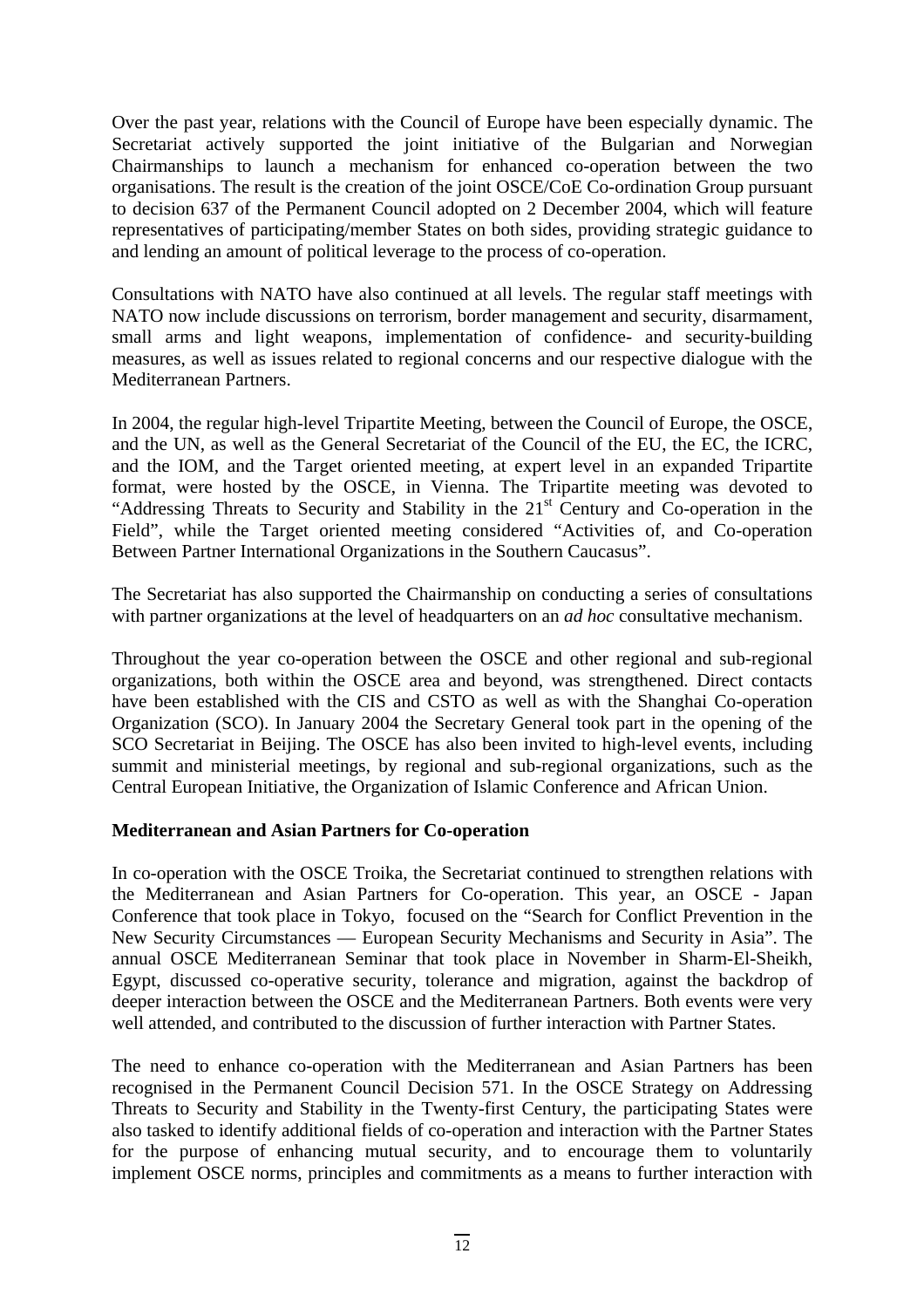Over the past year, relations with the Council of Europe have been especially dynamic. The Secretariat actively supported the joint initiative of the Bulgarian and Norwegian Chairmanships to launch a mechanism for enhanced co-operation between the two organisations. The result is the creation of the joint OSCE/CoE Co-ordination Group pursuant to decision 637 of the Permanent Council adopted on 2 December 2004, which will feature representatives of participating/member States on both sides, providing strategic guidance to and lending an amount of political leverage to the process of co-operation.

Consultations with NATO have also continued at all levels. The regular staff meetings with NATO now include discussions on terrorism, border management and security, disarmament, small arms and light weapons, implementation of confidence- and security-building measures, as well as issues related to regional concerns and our respective dialogue with the Mediterranean Partners.

In 2004, the regular high-level Tripartite Meeting, between the Council of Europe, the OSCE, and the UN, as well as the General Secretariat of the Council of the EU, the EC, the ICRC, and the IOM, and the Target oriented meeting, at expert level in an expanded Tripartite format, were hosted by the OSCE, in Vienna. The Tripartite meeting was devoted to "Addressing Threats to Security and Stability in the 21st Century and Co-operation in the Field", while the Target oriented meeting considered "Activities of, and Co-operation Between Partner International Organizations in the Southern Caucasus".

The Secretariat has also supported the Chairmanship on conducting a series of consultations with partner organizations at the level of headquarters on an *ad hoc* consultative mechanism.

Throughout the year co-operation between the OSCE and other regional and sub-regional organizations, both within the OSCE area and beyond, was strengthened. Direct contacts have been established with the CIS and CSTO as well as with the Shanghai Co-operation Organization (SCO). In January 2004 the Secretary General took part in the opening of the SCO Secretariat in Beijing. The OSCE has also been invited to high-level events, including summit and ministerial meetings, by regional and sub-regional organizations, such as the Central European Initiative, the Organization of Islamic Conference and African Union.

**Mediterranean and Asian Partners for Co-operation**

In co-operation with the OSCE Troika, the Secretariat continued to strengthen relations with the Mediterranean and Asian Partners for Co-operation. This year, an OSCE - Japan Conference that took place in Tokyo, focused on the "Search for Conflict Prevention in the New Security Circumstances — European Security Mechanisms and Security in Asia". The annual OSCE Mediterranean Seminar that took place in November in Sharm-El-Sheikh, Egypt, discussed co-operative security, tolerance and migration, against the backdrop of deeper interaction between the OSCE and the Mediterranean Partners. Both events were very well attended, and contributed to the discussion of further interaction with Partner States.

The need to enhance co-operation with the Mediterranean and Asian Partners has been recognised in the Permanent Council Decision 571. In the OSCE Strategy on Addressing Threats to Security and Stability in the Twenty-first Century, the participating States were also tasked to identify additional fields of co-operation and interaction with the Partner States for the purpose of enhancing mutual security, and to encourage them to voluntarily implement OSCE norms, principles and commitments as a means to further interaction with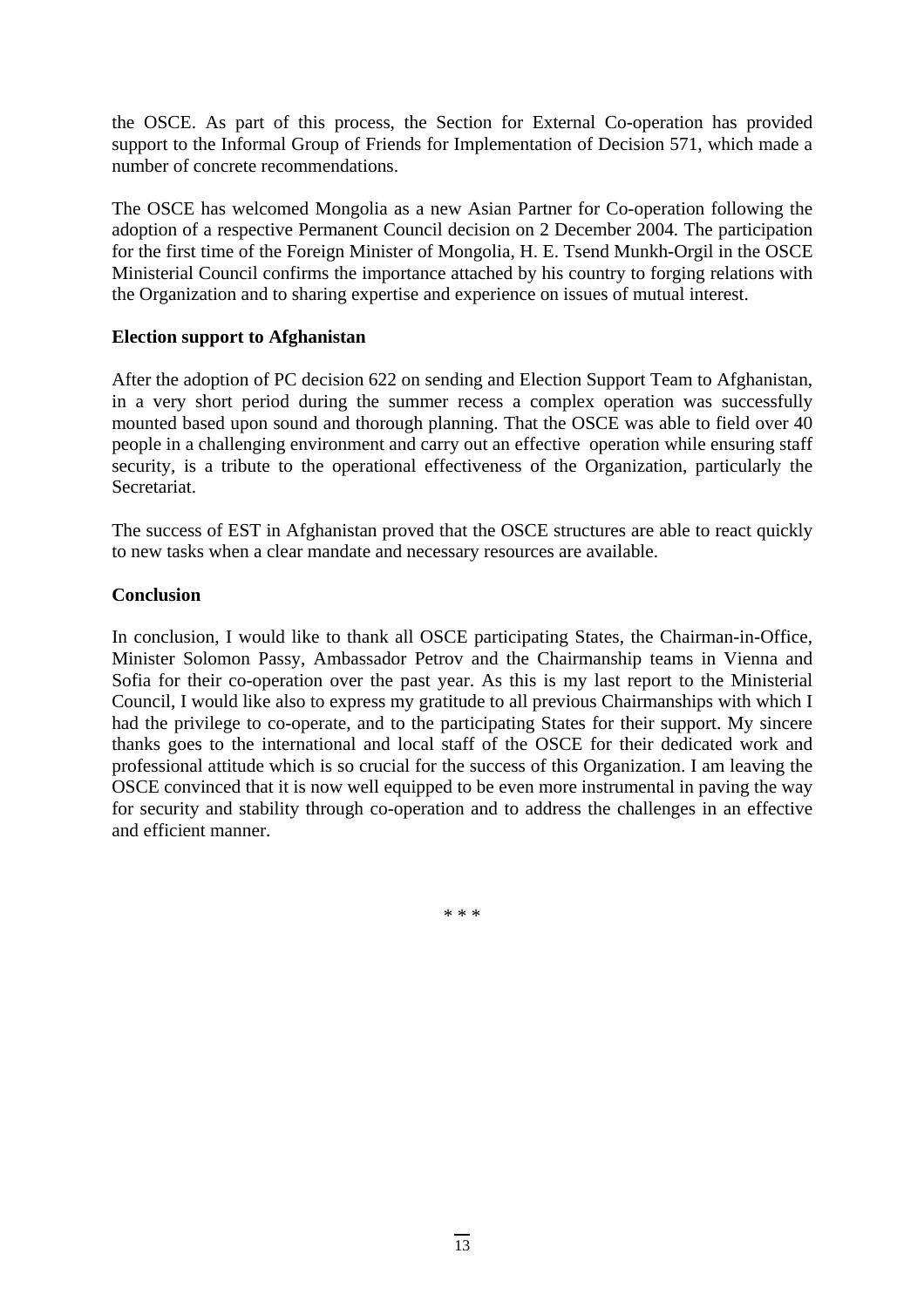the OSCE. As part of this process, the Section for External Co-operation has provided support to the Informal Group of Friends for Implementation of Decision 571, which made a number of concrete recommendations.

The OSCE has welcomed Mongolia as a new Asian Partner for Co-operation following the adoption of a respective Permanent Council decision on 2 December 2004. The participation for the first time of the Foreign Minister of Mongolia, H. E. Tsend Munkh-Orgil in the OSCE Ministerial Council confirms the importance attached by his country to forging relations with the Organization and to sharing expertise and experience on issues of mutual interest.

**Election support to Afghanistan**

After the adoption of PC decision 622 on sending and Election Support Team to Afghanistan, in a very short period during the summer recess a complex operation was successfully mounted based upon sound and thorough planning. That the OSCE was able to field over 40 people in a challenging environment and carry out an effective operation while ensuring staff security, is a tribute to the operational effectiveness of the Organization, particularly the Secretariat.

The success of EST in Afghanistan proved that the OSCE structures are able to react quickly to new tasks when a clear mandate and necessary resources are available.

**Conclusion**

In conclusion, I would like to thank all OSCE participating States, the Chairman-in-Office, Minister Solomon Passy, Ambassador Petrov and the Chairmanship teams in Vienna and Sofia for their co-operation over the past year. As this is my last report to the Ministerial Council, I would like also to express my gratitude to all previous Chairmanships with which I had the privilege to co-operate, and to the participating States for their support. My sincere thanks goes to the international and local staff of the OSCE for their dedicated work and professional attitude which is so crucial for the success of this Organization. I am leaving the OSCE convinced that it is now well equipped to be even more instrumental in paving the way for security and stability through co-operation and to address the challenges in an effective and efficient manner.

* * *